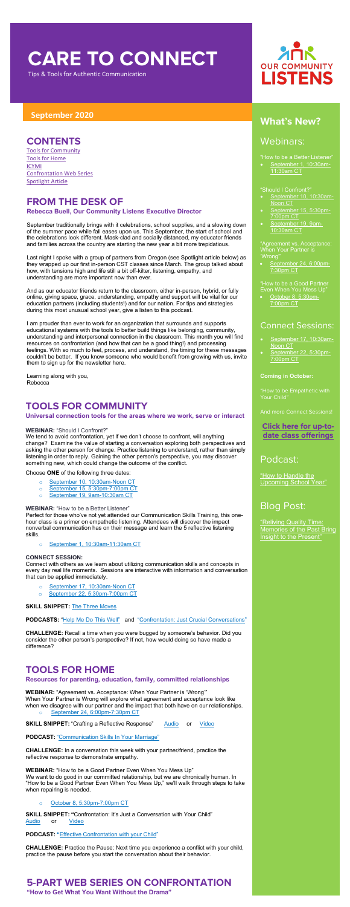# CARE TO CONNECT

Tips & Tools for Authentic Communication

OUR COMMUNITY LISTENS

**September 2020**

## CONTENTS

Tools for Community
Tools for Home
ICYMI
Confrontation Web Series
Spotlight Article

## FROM THE DESK OF

**Rebecca Buell, Our Community Listens Executive Director**

September traditionally brings with it celebrations, school supplies, and a slowing down of the summer pace while fall eases upon us. This September, the start of school and the celebrations look different. Mask-clad and socially distanced, my educator friends and families across the country are starting the new year a bit more trepidatious.

Last night I spoke with a group of partners from Oregon (see Spotlight article below) as they wrapped up our first in-person CST classes since March. The group talked about how, with tensions high and life still a bit off-kilter, listening, empathy, and understanding are more important now than ever.

And as our educator friends return to the classroom, either in-person, hybrid, or fully online, giving space, grace, understanding, empathy and support will be vital for our education partners (including students!) and for our nation. For tips and strategies during this most unusual school year, give a listen to this podcast.

I am prouder than ever to work for an organization that surrounds and supports educational systems with the tools to better build things like belonging, community, understanding and interpersonal connection in the classroom. This month you will find resources on confrontation (and how that can be a good thing!) and processing feelings. With so much to feel, process, and understand, the timing for these messages couldn't be better. If you know someone who would benefit from growing with us, invite them to sign up for the newsletter here.

Learning along with you,
Rebecca

## TOOLS FOR COMMUNITY

**Universal connection tools for the areas where we work, serve or interact**

**WEBINAR:** "Should I Confront?"
We tend to avoid confrontation, yet if we don't choose to confront, will anything change? Examine the value of starting a conversation exploring both perspectives and asking the other person for change. Practice listening to understand, rather than simply listening in order to reply. Gaining the other person's perspective, you may discover something new, which could change the outcome of the conflict.

Choose **ONE** of the following three dates:

- September 10, 10:30am-Noon CT
- September 15, 5:30pm-7:00pm CT
- September 19, 9am-10:30am CT

**WEBINAR:** "How to be a Better Listener"
Perfect for those who've not yet attended our Communication Skills Training, this one-hour class is a primer on empathetic listening. Attendees will discover the impact nonverbal communication has on their message and learn the 5 reflective listening skills.

- September 1, 10:30am-11:30am CT

**CONNECT SESSION:**
Connect with others as we learn about utilizing communication skills and concepts in every day real life moments. Sessions are interactive with information and conversation that can be applied immediately.

- September 17, 10:30am-Noon CT
- September 22, 5:30pm-7:00pm CT

**SKILL SNIPPET:** The Three Moves

**PODCASTS:** "Help Me Do This Well" and "Confrontation: Just Crucial Conversations"

**CHALLENGE:** Recall a time when you were bugged by someone's behavior. Did you consider the other person's perspective? If not, how would doing so have made a difference?

## TOOLS FOR HOME

**Resources for parenting, education, family, committed relationships**

**WEBINAR:** "Agreement vs. Acceptance: When Your Partner is 'Wrong'"
When Your Partner is Wrong will explore what agreement and acceptance look like when we disagree with our partner and the impact that both have on our relationships.

- September 24, 6:00pm-7:30pm CT

**SKILL SNIPPET:** "Crafting a Reflective Response" Audio or Video

**PODCAST:** "Communication Skills In Your Marriage"

**CHALLENGE:** In a conversation this week with your partner/friend, practice the reflective response to demonstrate empathy.

**WEBINAR:** "How to be a Good Partner Even When You Mess Up"
We want to do good in our committed relationship, but we are chronically human. In "How to be a Good Partner Even When You Mess Up," we'll walk through steps to take when repairing is needed.

- October 8, 5:30pm-7:00pm CT

**SKILL SNIPPET:** "Confrontation: It's Just a Conversation with Your Child" Audio or Video

**PODCAST:** "Effective Confrontation with your Child"

**CHALLENGE:** Practice the Pause: Next time you experience a conflict with your child, practice the pause before you start the conversation about their behavior.

## 5-PART WEB SERIES ON CONFRONTATION

**"How to Get What You Want Without the Drama"**

## What's New?

### Webinars:

"How to be a Better Listener"

- September 1, 10:30am-11:30am CT

"Should I Confront?"

- September 10, 10:30am-Noon CT
- September 15, 5:30pm-7:00pm CT
- September 19, 9am-10:30am CT

"Agreement vs. Acceptance: When Your Partner is 'Wrong'"

- September 24, 6:00pm-7:30pm CT

"How to be a Good Partner Even When You Mess Up"

- October 8, 5:30pm-7:00pm CT

### Connect Sessions:

- September 17, 10:30am-Noon CT
- September 22, 5:30pm-7:00pm CT

**Coming in October:**

"How to be Empathetic with Your Child"

And more Connect Sessions!

**Click here for up-to-date class offerings**

### Podcast:

"How to Handle the Upcoming School Year"

### Blog Post:

"Reliving Quality Time: Memories of the Past Bring Insight to the Present"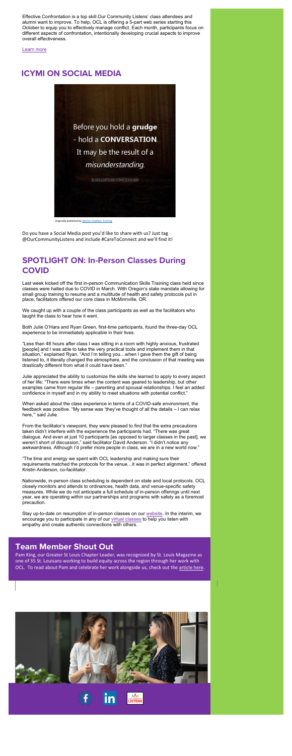Effective Confrontation is a top skill Our Community Listens' class attendees and alumni want to improve. To help, OCL is offering a 5-part web series starting this October to equip you to effectively manage conflict. Each month, participants focus on different aspects of confrontation, intentionally developing crucial aspects to improve overall effectiveness.

Learn more

## ICYMI ON SOCIAL MEDIA

Before you hold a **grudge** - hold a **CONVERSATION**. It may be the result of a *misunderstanding*.

Originally published by Warrior Goddess Training

Do you have a Social Media post you'd like to share with us? Just tag @OurCommunityListens and include #CareToConnect and we'll find it!

## SPOTLIGHT ON: In-Person Classes During COVID

Last week kicked off the first in-person Communication Skills Training class held since classes were halted due to COVID in March. With Oregon's state mandate allowing for small group training to resume and a multitude of health and safety protocols put in place, facilitators offered our core class in McMinnville, OR.

We caught up with a couple of the class participants as well as the facilitators who taught the class to hear how it went.

Both Julie O'Hara and Ryan Green, first-time participants, found the three-day OCL experience to be immediately applicable in their lives.

"Less than 48 hours after class I was sitting in a room with highly anxious, frustrated [people] and I was able to take the very practical tools and implement them in that situation," explained Ryan. "And I'm telling you…when I gave them the gift of being listened to, it literally changed the atmosphere, and the conclusion of that meeting was drastically different from what it could have been."

Julie appreciated the ability to customize the skills she learned to apply to every aspect of her life: "There were times when the content was geared to leadership, but other examples came from regular life – parenting and spousal relationships. I feel an added confidence in myself and in my ability to meet situations with potential conflict."

When asked about the class experience in terms of a COVID-safe environment, the feedback was positive. "My sense was 'they've thought of all the details – I can relax here,'" said Julie.

From the facilitator's viewpoint, they were pleased to find that the extra precautions taken didn't interfere with the experience the participants had. "There was great dialogue. And even at just 10 participants [as opposed to larger classes in the past], we weren't short of discussion," said facilitator David Anderson. "I didn't notice any awkwardness. Although I'd prefer more people in class, we are in a new world now."

"The time and energy we spent with OCL leadership and making sure their requirements matched the protocols for the venue…it was in perfect alignment," offered Kristin Anderson, co-facilitator.

Nationwide, in-person class scheduling is dependent on state and local protocols. OCL closely monitors and attends to ordinances, health data, and venue-specific safety measures. While we do not anticipate a full schedule of in-person offerings until next year, we are operating within our partnerships and programs with safety as a foremost precaution.

Stay up-to-date on resumption of in-person classes on our website. In the interim, we encourage you to participate in any of our virtual classes to help you listen with empathy and create authentic connections with others.

## Team Member Shout Out

Pam King, our Greater St Louis Chapter Leader, was recognized by St. Louis Magazine as one of 35 St. Louisans working to build equity across the region through her work with OCL. To read about Pam and celebrate her work alongside us, check out the article here.